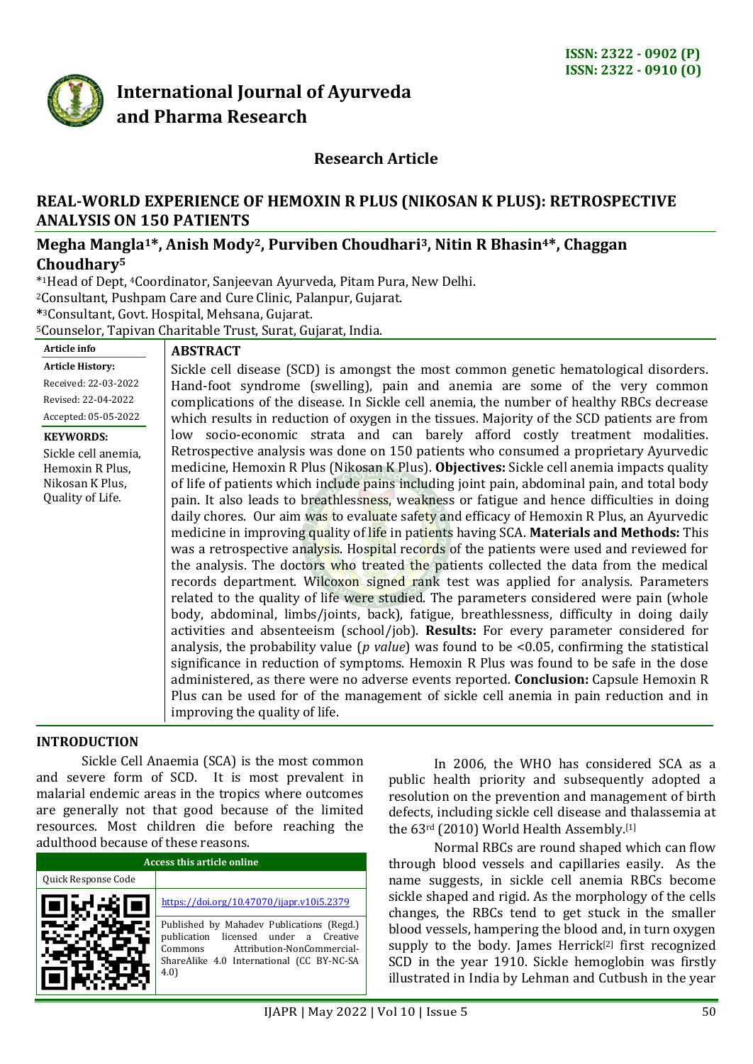ISSN: 2322 - 0902 (P)
ISSN: 2322 - 0910 (O)

# International Journal of Ayurveda and Pharma Research

**Research Article**

## REAL-WORLD EXPERIENCE OF HEMOXIN R PLUS (NIKOSAN K PLUS): RETROSPECTIVE ANALYSIS ON 150 PATIENTS

**Megha Mangla[1]*, Anish Mody[2], Purviben Choudhari[3], Nitin R Bhasin[4]*, Chaggan Choudhary[5]**

*[1]Head of Dept, [4]Coordinator, Sanjeevan Ayurveda, Pitam Pura, New Delhi.
[2]Consultant, Pushpam Care and Cure Clinic, Palanpur, Gujarat.
*[3]Consultant, Govt. Hospital, Mehsana, Gujarat.
[5]Counselor, Tapivan Charitable Trust, Surat, Gujarat, India.

**Article info**

**Article History:**
Received: 22-03-2022
Revised: 22-04-2022
Accepted: 05-05-2022

**KEYWORDS:**
Sickle cell anemia, Hemoxin R Plus, Nikosan K Plus, Quality of Life.

**ABSTRACT**

Sickle cell disease (SCD) is amongst the most common genetic hematological disorders. Hand-foot syndrome (swelling), pain and anemia are some of the very common complications of the disease. In Sickle cell anemia, the number of healthy RBCs decrease which results in reduction of oxygen in the tissues. Majority of the SCD patients are from low socio-economic strata and can barely afford costly treatment modalities. Retrospective analysis was done on 150 patients who consumed a proprietary Ayurvedic medicine, Hemoxin R Plus (Nikosan K Plus). **Objectives:** Sickle cell anemia impacts quality of life of patients which include pains including joint pain, abdominal pain, and total body pain. It also leads to breathlessness, weakness or fatigue and hence difficulties in doing daily chores. Our aim was to evaluate safety and efficacy of Hemoxin R Plus, an Ayurvedic medicine in improving quality of life in patients having SCA. **Materials and Methods:** This was a retrospective analysis. Hospital records of the patients were used and reviewed for the analysis. The doctors who treated the patients collected the data from the medical records department. Wilcoxon signed rank test was applied for analysis. Parameters related to the quality of life were studied. The parameters considered were pain (whole body, abdominal, limbs/joints, back), fatigue, breathlessness, difficulty in doing daily activities and absenteeism (school/job). **Results:** For every parameter considered for analysis, the probability value (*p value*) was found to be <0.05, confirming the statistical significance in reduction of symptoms. Hemoxin R Plus was found to be safe in the dose administered, as there were no adverse events reported. **Conclusion:** Capsule Hemoxin R Plus can be used for of the management of sickle cell anemia in pain reduction and in improving the quality of life.

### INTRODUCTION

Sickle Cell Anaemia (SCA) is the most common and severe form of SCD. It is most prevalent in malarial endemic areas in the tropics where outcomes are generally not that good because of the limited resources. Most children die before reaching the adulthood because of these reasons.

| Access this article online | |
|---|---|
| Quick Response Code | |
| | https://doi.org/10.47070/ijapr.v10i5.2379 |
| | Published by Mahadev Publications (Regd.) publication licensed under a Creative Commons Attribution-NonCommercial-ShareAlike 4.0 International (CC BY-NC-SA 4.0) |

In 2006, the WHO has considered SCA as a public health priority and subsequently adopted a resolution on the prevention and management of birth defects, including sickle cell disease and thalassemia at the 63rd (2010) World Health Assembly.[1]

Normal RBCs are round shaped which can flow through blood vessels and capillaries easily. As the name suggests, in sickle cell anemia RBCs become sickle shaped and rigid. As the morphology of the cells changes, the RBCs tend to get stuck in the smaller blood vessels, hampering the blood and, in turn oxygen supply to the body. James Herrick[2] first recognized SCD in the year 1910. Sickle hemoglobin was firstly illustrated in India by Lehman and Cutbush in the year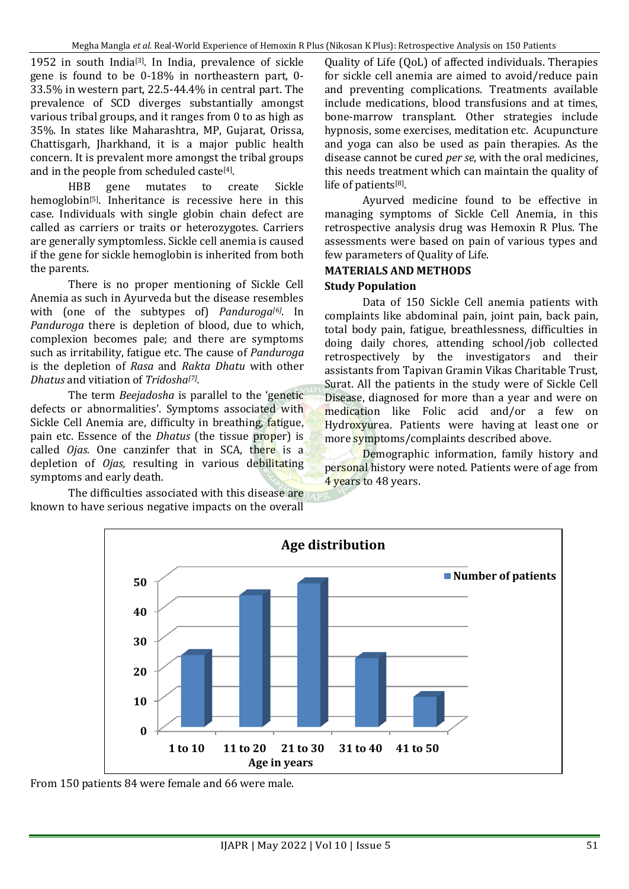1952 in south India[3]. In India, prevalence of sickle gene is found to be 0-18% in northeastern part, 0-33.5% in western part, 22.5-44.4% in central part. The prevalence of SCD diverges substantially amongst various tribal groups, and it ranges from 0 to as high as 35%. In states like Maharashtra, MP, Gujarat, Orissa, Chattisgarh, Jharkhand, it is a major public health concern. It is prevalent more amongst the tribal groups and in the people from scheduled caste[4].

HBB gene mutates to create Sickle hemoglobin[5]. Inheritance is recessive here in this case. Individuals with single globin chain defect are called as carriers or traits or heterozygotes. Carriers are generally symptomless. Sickle cell anemia is caused if the gene for sickle hemoglobin is inherited from both the parents.

There is no proper mentioning of Sickle Cell Anemia as such in Ayurveda but the disease resembles with (one of the subtypes of) *Panduroga*[6]. In *Panduroga* there is depletion of blood, due to which, complexion becomes pale; and there are symptoms such as irritability, fatigue etc. The cause of *Panduroga* is the depletion of *Rasa* and *Rakta Dhatu* with other *Dhatus* and vitiation of *Tridosha*[7].

The term *Beejadosha* is parallel to the 'genetic defects or abnormalities'. Symptoms associated with Sickle Cell Anemia are, difficulty in breathing, fatigue, pain etc. Essence of the *Dhatus* (the tissue proper) is called *Ojas.* One canzinfer that in SCA, there is a depletion of *Ojas,* resulting in various debilitating symptoms and early death.

The difficulties associated with this disease are known to have serious negative impacts on the overall Quality of Life (QoL) of affected individuals. Therapies for sickle cell anemia are aimed to avoid/reduce pain and preventing complications. Treatments available include medications, blood transfusions and at times, bone-marrow transplant. Other strategies include hypnosis, some exercises, meditation etc. Acupuncture and yoga can also be used as pain therapies. As the disease cannot be cured *per se*, with the oral medicines, this needs treatment which can maintain the quality of life of patients[8].

Ayurved medicine found to be effective in managing symptoms of Sickle Cell Anemia, in this retrospective analysis drug was Hemoxin R Plus. The assessments were based on pain of various types and few parameters of Quality of Life.

## MATERIALS AND METHODS

### Study Population

Data of 150 Sickle Cell anemia patients with complaints like abdominal pain, joint pain, back pain, total body pain, fatigue, breathlessness, difficulties in doing daily chores, attending school/job collected retrospectively by the investigators and their assistants from Tapivan Gramin Vikas Charitable Trust, Surat. All the patients in the study were of Sickle Cell Disease, diagnosed for more than a year and were on medication like Folic acid and/or a few on Hydroxyurea. Patients were having at least one or more symptoms/complaints described above.

Demographic information, family history and personal history were noted. Patients were of age from 4 years to 48 years.

**Age distribution**

From 150 patients 84 were female and 66 were male.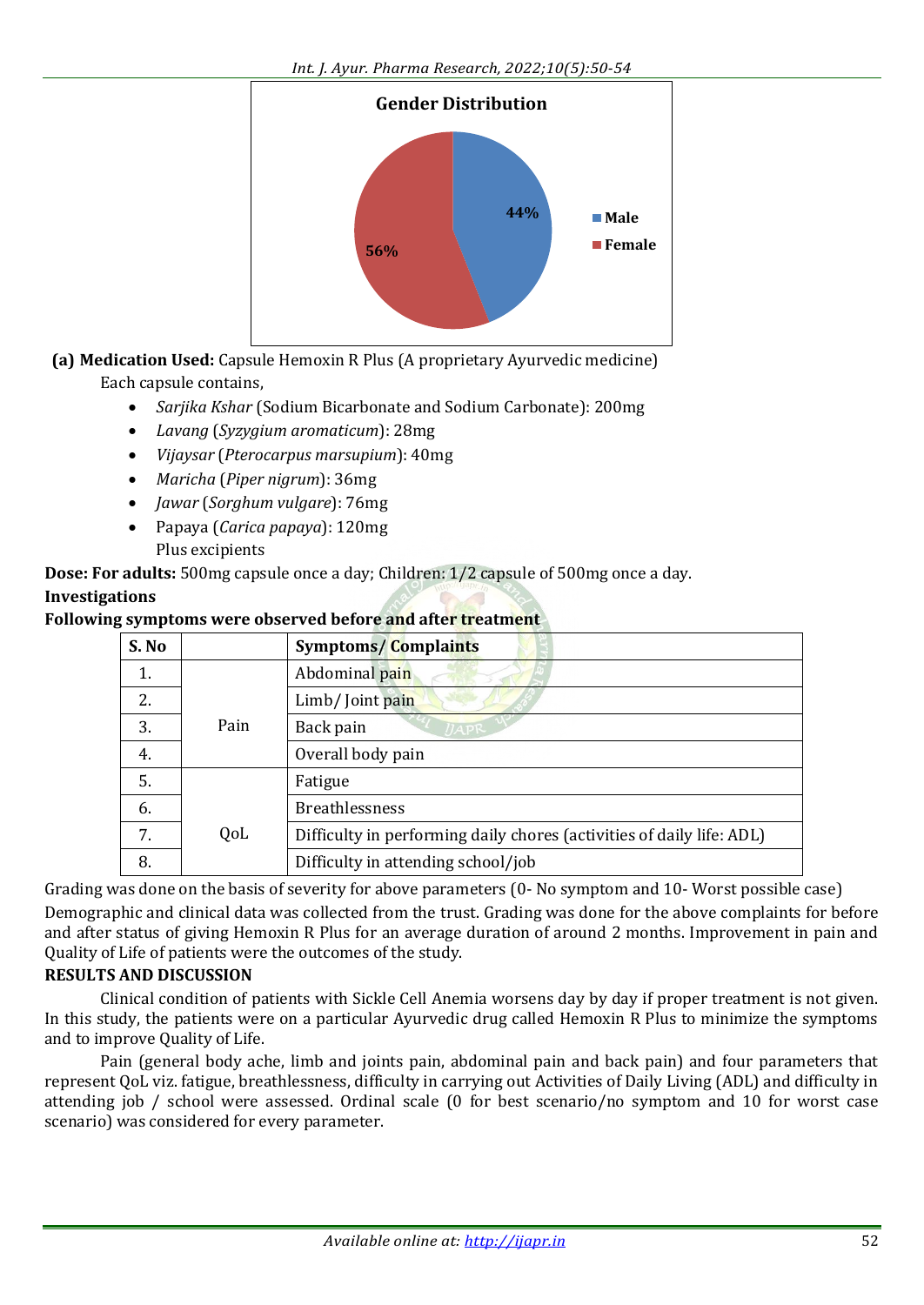**Gender Distribution**

- Male: 44%
- Female: 56%

**(a) Medication Used:** Capsule Hemoxin R Plus (A proprietary Ayurvedic medicine)

Each capsule contains,

- *Sarjika Kshar* (Sodium Bicarbonate and Sodium Carbonate): 200mg
- *Lavang* (*Syzygium aromaticum*): 28mg
- *Vijaysar* (*Pterocarpus marsupium*): 40mg
- *Maricha* (*Piper nigrum*): 36mg
- *Jawar* (*Sorghum vulgare*): 76mg
- Papaya (*Carica papaya*): 120mg

Plus excipients

**Dose: For adults:** 500mg capsule once a day; Children: 1/2 capsule of 500mg once a day.

**Investigations**

**Following symptoms were observed before and after treatment**

| S. No | | Symptoms/ Complaints |
|---|---|---|
| 1. | Pain | Abdominal pain |
| 2. | | Limb/ Joint pain |
| 3. | | Back pain |
| 4. | | Overall body pain |
| 5. | QoL | Fatigue |
| 6. | | Breathlessness |
| 7. | | Difficulty in performing daily chores (activities of daily life: ADL) |
| 8. | | Difficulty in attending school/job |

Grading was done on the basis of severity for above parameters (0- No symptom and 10- Worst possible case)

Demographic and clinical data was collected from the trust. Grading was done for the above complaints for before and after status of giving Hemoxin R Plus for an average duration of around 2 months. Improvement in pain and Quality of Life of patients were the outcomes of the study.

## RESULTS AND DISCUSSION

Clinical condition of patients with Sickle Cell Anemia worsens day by day if proper treatment is not given. In this study, the patients were on a particular Ayurvedic drug called Hemoxin R Plus to minimize the symptoms and to improve Quality of Life.

Pain (general body ache, limb and joints pain, abdominal pain and back pain) and four parameters that represent QoL viz. fatigue, breathlessness, difficulty in carrying out Activities of Daily Living (ADL) and difficulty in attending job / school were assessed. Ordinal scale (0 for best scenario/no symptom and 10 for worst case scenario) was considered for every parameter.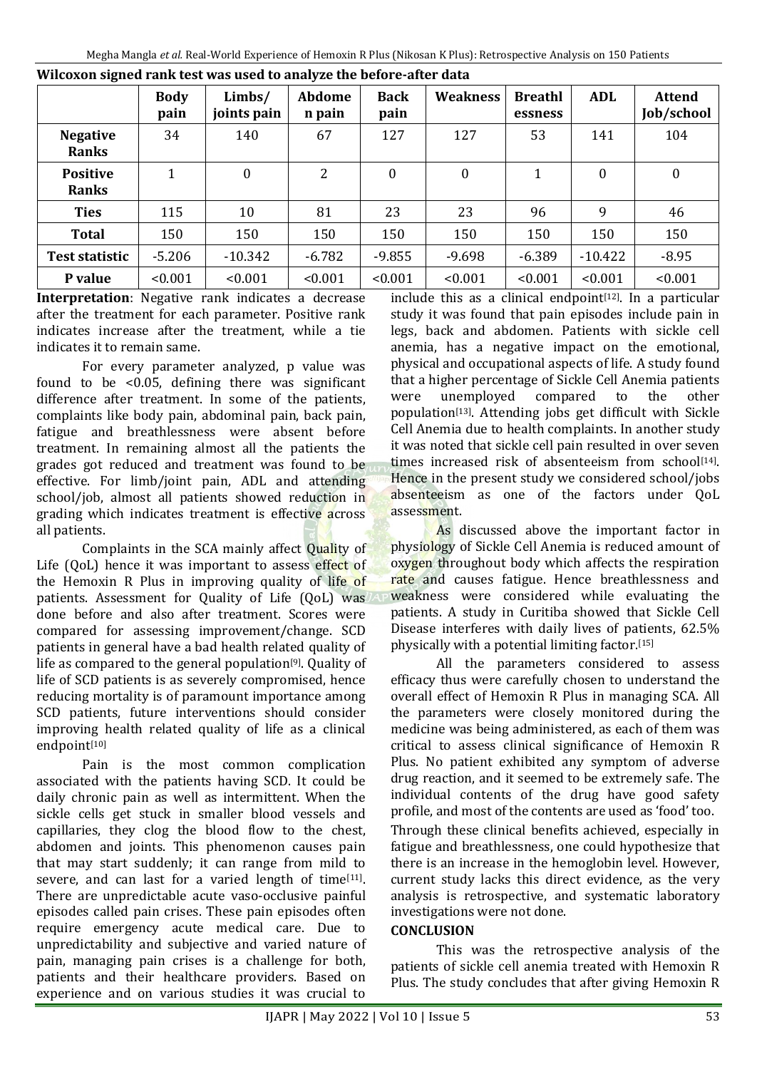**Wilcoxon signed rank test was used to analyze the before-after data**

| | Body pain | Limbs/ joints pain | Abdomen pain | Back pain | Weakness | Breathlessness | ADL | Attend Job/school |
|---|---|---|---|---|---|---|---|---|
| **Negative Ranks** | 34 | 140 | 67 | 127 | 127 | 53 | 141 | 104 |
| **Positive Ranks** | 1 | 0 | 2 | 0 | 0 | 1 | 0 | 0 |
| **Ties** | 115 | 10 | 81 | 23 | 23 | 96 | 9 | 46 |
| **Total** | 150 | 150 | 150 | 150 | 150 | 150 | 150 | 150 |
| **Test statistic** | -5.206 | -10.342 | -6.782 | -9.855 | -9.698 | -6.389 | -10.422 | -8.95 |
| **P value** | <0.001 | <0.001 | <0.001 | <0.001 | <0.001 | <0.001 | <0.001 | <0.001 |

**Interpretation**: Negative rank indicates a decrease after the treatment for each parameter. Positive rank indicates increase after the treatment, while a tie indicates it to remain same.

For every parameter analyzed, p value was found to be <0.05, defining there was significant difference after treatment. In some of the patients, complaints like body pain, abdominal pain, back pain, fatigue and breathlessness were absent before treatment. In remaining almost all the patients the grades got reduced and treatment was found to be effective. For limb/joint pain, ADL and attending school/job, almost all patients showed reduction in grading which indicates treatment is effective across all patients.

Complaints in the SCA mainly affect Quality of Life (QoL) hence it was important to assess effect of the Hemoxin R Plus in improving quality of life of patients. Assessment for Quality of Life (QoL) was done before and also after treatment. Scores were compared for assessing improvement/change. SCD patients in general have a bad health related quality of life as compared to the general population[9]. Quality of life of SCD patients is as severely compromised, hence reducing mortality is of paramount importance among SCD patients, future interventions should consider improving health related quality of life as a clinical endpoint[10]

Pain is the most common complication associated with the patients having SCD. It could be daily chronic pain as well as intermittent. When the sickle cells get stuck in smaller blood vessels and capillaries, they clog the blood flow to the chest, abdomen and joints. This phenomenon causes pain that may start suddenly; it can range from mild to severe, and can last for a varied length of time[11]. There are unpredictable acute vaso-occlusive painful episodes called pain crises. These pain episodes often require emergency acute medical care. Due to unpredictability and subjective and varied nature of pain, managing pain crises is a challenge for both, patients and their healthcare providers. Based on experience and on various studies it was crucial to include this as a clinical endpoint[12]. In a particular study it was found that pain episodes include pain in legs, back and abdomen. Patients with sickle cell anemia, has a negative impact on the emotional, physical and occupational aspects of life. A study found that a higher percentage of Sickle Cell Anemia patients were unemployed compared to the other population[13]. Attending jobs get difficult with Sickle Cell Anemia due to health complaints. In another study it was noted that sickle cell pain resulted in over seven times increased risk of absenteeism from school[14]. Hence in the present study we considered school/jobs absenteeism as one of the factors under QoL assessment.

As discussed above the important factor in physiology of Sickle Cell Anemia is reduced amount of oxygen throughout body which affects the respiration rate and causes fatigue. Hence breathlessness and weakness were considered while evaluating the patients. A study in Curitiba showed that Sickle Cell Disease interferes with daily lives of patients, 62.5% physically with a potential limiting factor.[15]

All the parameters considered to assess efficacy thus were carefully chosen to understand the overall effect of Hemoxin R Plus in managing SCA. All the parameters were closely monitored during the medicine was being administered, as each of them was critical to assess clinical significance of Hemoxin R Plus. No patient exhibited any symptom of adverse drug reaction, and it seemed to be extremely safe. The individual contents of the drug have good safety profile, and most of the contents are used as 'food' too.

Through these clinical benefits achieved, especially in fatigue and breathlessness, one could hypothesize that there is an increase in the hemoglobin level. However, current study lacks this direct evidence, as the very analysis is retrospective, and systematic laboratory investigations were not done.

## CONCLUSION

This was the retrospective analysis of the patients of sickle cell anemia treated with Hemoxin R Plus. The study concludes that after giving Hemoxin R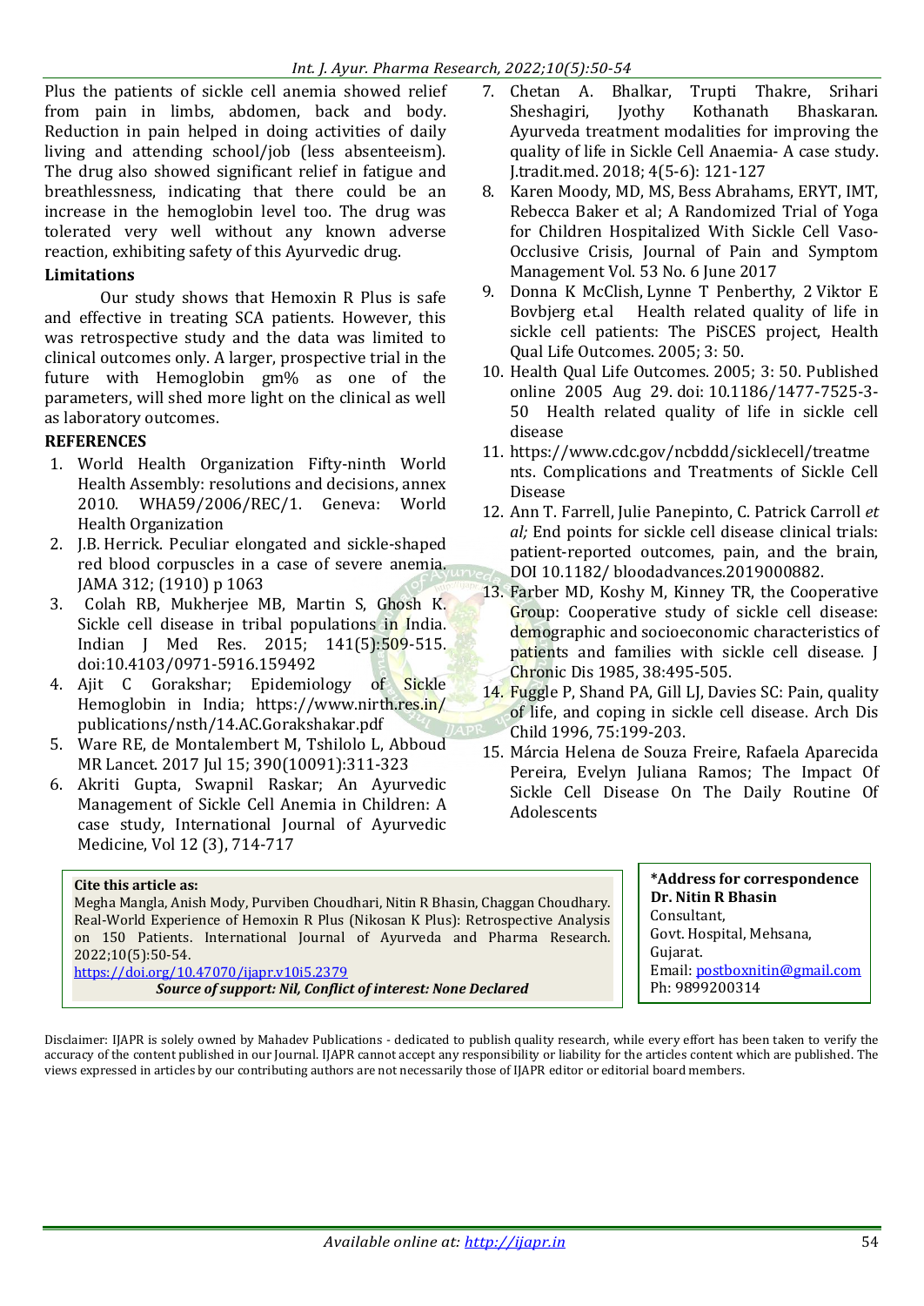Plus the patients of sickle cell anemia showed relief from pain in limbs, abdomen, back and body. Reduction in pain helped in doing activities of daily living and attending school/job (less absenteeism). The drug also showed significant relief in fatigue and breathlessness, indicating that there could be an increase in the hemoglobin level too. The drug was tolerated very well without any known adverse reaction, exhibiting safety of this Ayurvedic drug.

**Limitations**

Our study shows that Hemoxin R Plus is safe and effective in treating SCA patients. However, this was retrospective study and the data was limited to clinical outcomes only. A larger, prospective trial in the future with Hemoglobin gm% as one of the parameters, will shed more light on the clinical as well as laboratory outcomes.

**REFERENCES**

1. World Health Organization Fifty-ninth World Health Assembly: resolutions and decisions, annex 2010. WHA59/2006/REC/1. Geneva: World Health Organization
2. J.B. Herrick. Peculiar elongated and sickle-shaped red blood corpuscles in a case of severe anemia. JAMA 312; (1910) p 1063
3. Colah RB, Mukherjee MB, Martin S, Ghosh K. Sickle cell disease in tribal populations in India. Indian J Med Res. 2015; 141(5):509-515. doi:10.4103/0971-5916.159492
4. Ajit C Gorakshar; Epidemiology of Sickle Hemoglobin in India; https://www.nirth.res.in/publications/nsth/14.AC.Gorakshakar.pdf
5. Ware RE, de Montalembert M, Tshilolo L, Abboud MR Lancet. 2017 Jul 15; 390(10091):311-323
6. Akriti Gupta, Swapnil Raskar; An Ayurvedic Management of Sickle Cell Anemia in Children: A case study, International Journal of Ayurvedic Medicine, Vol 12 (3), 714-717
7. Chetan A. Bhalkar, Trupti Thakre, Srihari Sheshagiri, Jyothy Kothanath Bhaskaran. Ayurveda treatment modalities for improving the quality of life in Sickle Cell Anaemia- A case study. J.tradit.med. 2018; 4(5-6): 121-127
8. Karen Moody, MD, MS, Bess Abrahams, ERYT, IMT, Rebecca Baker et al; A Randomized Trial of Yoga for Children Hospitalized With Sickle Cell Vaso-Occlusive Crisis, Journal of Pain and Symptom Management Vol. 53 No. 6 June 2017
9. Donna K McClish, Lynne T Penberthy, 2 Viktor E Bovbjerg et.al Health related quality of life in sickle cell patients: The PiSCES project, Health Qual Life Outcomes. 2005; 3: 50.
10. Health Qual Life Outcomes. 2005; 3: 50. Published online 2005 Aug 29. doi: 10.1186/1477-7525-3-50 Health related quality of life in sickle cell disease
11. https://www.cdc.gov/ncbddd/sicklecell/treatments. Complications and Treatments of Sickle Cell Disease
12. Ann T. Farrell, Julie Panepinto, C. Patrick Carroll *et al;* End points for sickle cell disease clinical trials: patient-reported outcomes, pain, and the brain, DOI 10.1182/ bloodadvances.2019000882.
13. Farber MD, Koshy M, Kinney TR, the Cooperative Group: Cooperative study of sickle cell disease: demographic and socioeconomic characteristics of patients and families with sickle cell disease. J Chronic Dis 1985, 38:495-505.
14. Fuggle P, Shand PA, Gill LJ, Davies SC: Pain, quality of life, and coping in sickle cell disease. Arch Dis Child 1996, 75:199-203.
15. Márcia Helena de Souza Freire, Rafaela Aparecida Pereira, Evelyn Juliana Ramos; The Impact Of Sickle Cell Disease On The Daily Routine Of Adolescents

**Cite this article as:**
Megha Mangla, Anish Mody, Purviben Choudhari, Nitin R Bhasin, Chaggan Choudhary. Real-World Experience of Hemoxin R Plus (Nikosan K Plus): Retrospective Analysis on 150 Patients. International Journal of Ayurveda and Pharma Research. 2022;10(5):50-54.
https://doi.org/10.47070/ijapr.v10i5.2379
***Source of support: Nil, Conflict of interest: None Declared***

**\*Address for correspondence**
**Dr. Nitin R Bhasin**
Consultant,
Govt. Hospital, Mehsana,
Gujarat.
Email: postboxnitin@gmail.com
Ph: 9899200314

Disclaimer: IJAPR is solely owned by Mahadev Publications - dedicated to publish quality research, while every effort has been taken to verify the accuracy of the content published in our Journal. IJAPR cannot accept any responsibility or liability for the articles content which are published. The views expressed in articles by our contributing authors are not necessarily those of IJAPR editor or editorial board members.